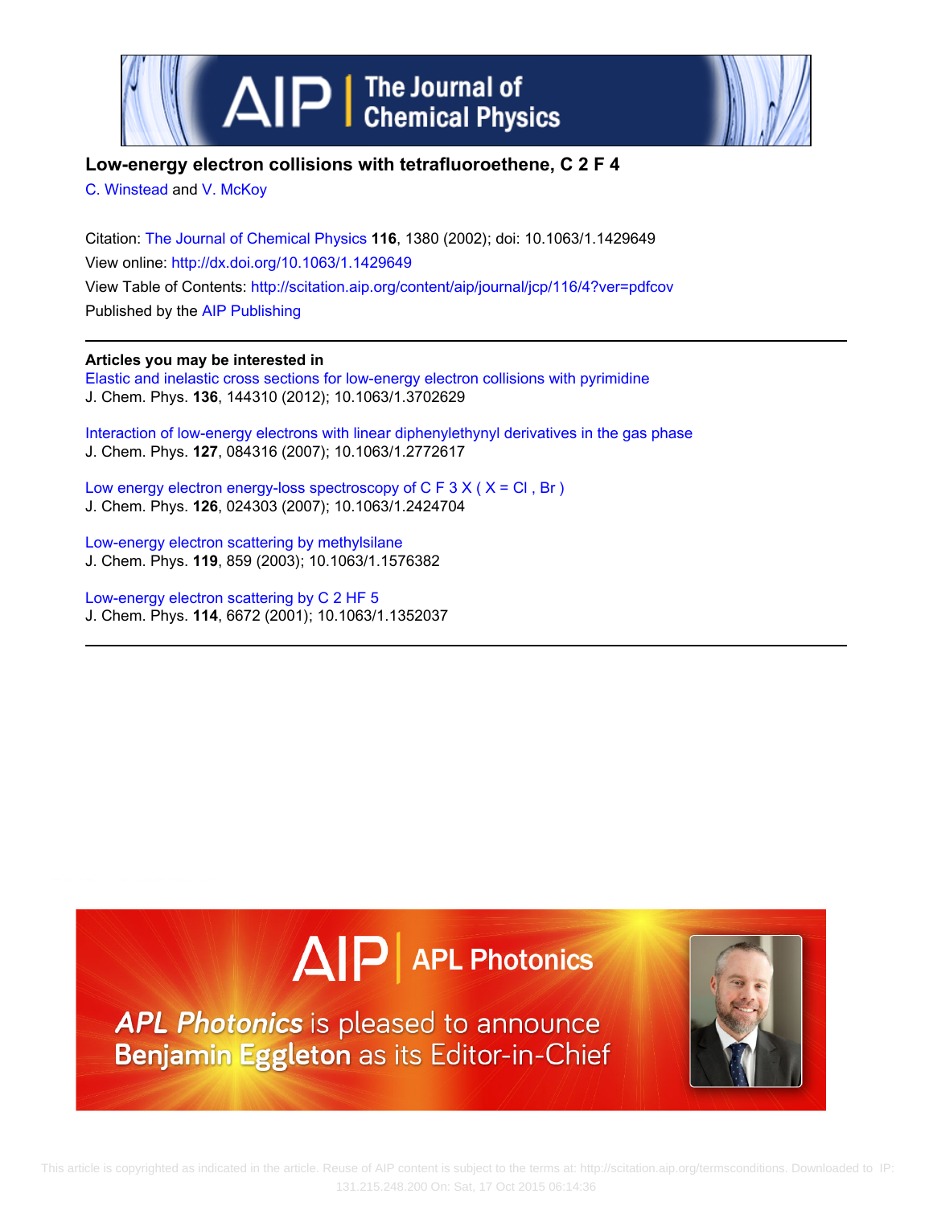# Low-energy electron collisions with tetrafluoroethene, $C_2F_4$

C. Winstead and V. McKoy

Citation: The Journal of Chemical Physics **116**, 1380 (2002); doi: 10.1063/1.1429649

View online: http://dx.doi.org/10.1063/1.1429649

View Table of Contents: http://scitation.aip.org/content/aip/journal/jcp/116/4?ver=pdfcov

Published by the AIP Publishing

**Articles you may be interested in**

Elastic and inelastic cross sections for low-energy electron collisions with pyrimidine
J. Chem. Phys. **136**, 144310 (2012); 10.1063/1.3702629

Interaction of low-energy electrons with linear diphenylethynyl derivatives in the gas phase
J. Chem. Phys. **127**, 084316 (2007); 10.1063/1.2772617

Low energy electron energy-loss spectroscopy of $CF_3X$ ( X = Cl , Br )
J. Chem. Phys. **126**, 024303 (2007); 10.1063/1.2424704

Low-energy electron scattering by methylsilane
J. Chem. Phys. **119**, 859 (2003); 10.1063/1.1576382

Low-energy electron scattering by $C_2HF_5$
J. Chem. Phys. **114**, 6672 (2001); 10.1063/1.1352037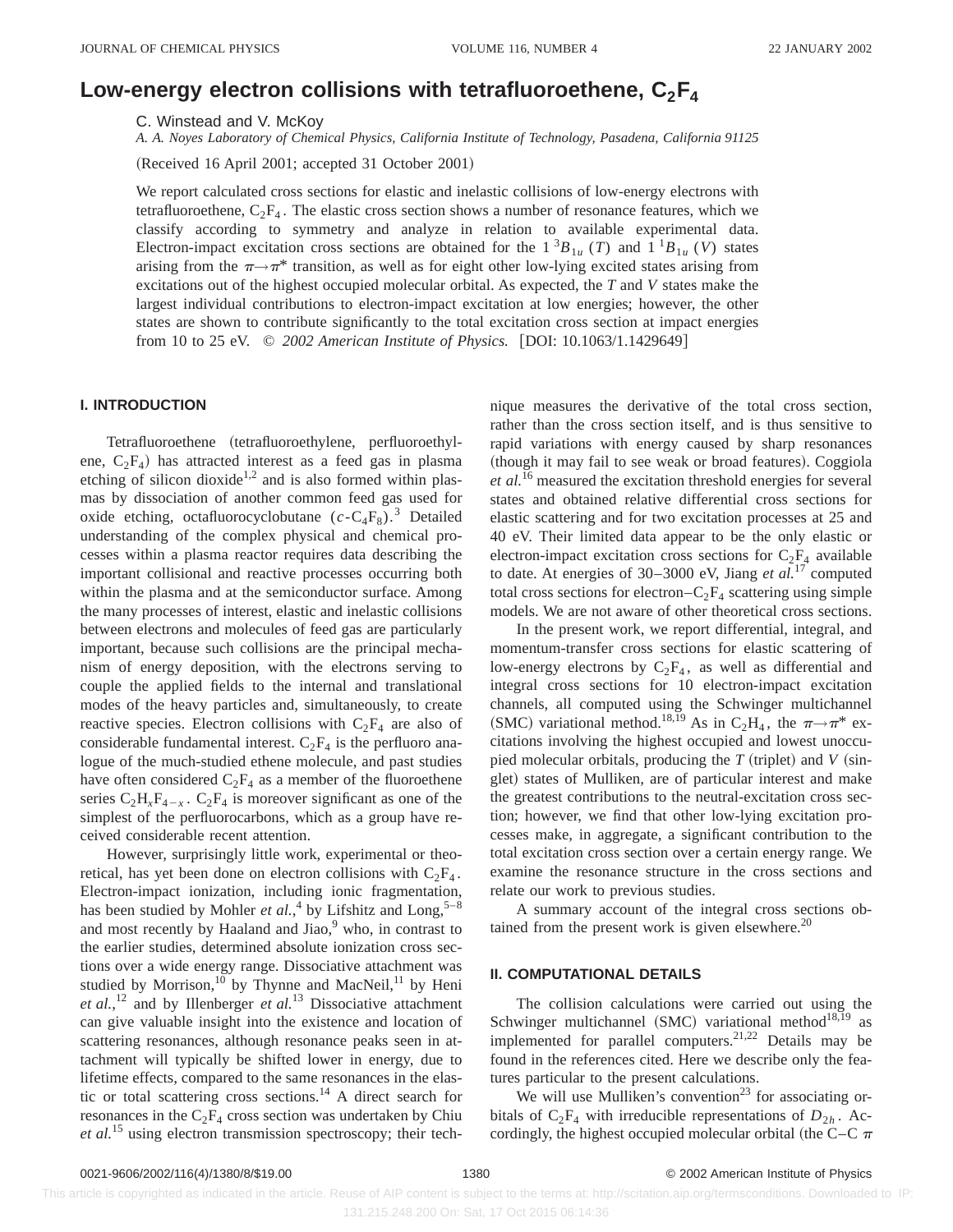# Low-energy electron collisions with tetrafluoroethene, $C_2F_4$

C. Winstead and V. McKoy

*A. A. Noyes Laboratory of Chemical Physics, California Institute of Technology, Pasadena, California 91125*

(Received 16 April 2001; accepted 31 October 2001)

We report calculated cross sections for elastic and inelastic collisions of low-energy electrons with tetrafluoroethene, $C_2F_4$. The elastic cross section shows a number of resonance features, which we classify according to symmetry and analyze in relation to available experimental data. Electron-impact excitation cross sections are obtained for the $1\,^3B_{1u}$ ($T$) and $1\,^1B_{1u}$ ($V$) states arising from the $\pi\rightarrow\pi^*$ transition, as well as for eight other low-lying excited states arising from excitations out of the highest occupied molecular orbital. As expected, the $T$ and $V$ states make the largest individual contributions to electron-impact excitation at low energies; however, the other states are shown to contribute significantly to the total excitation cross section at impact energies from 10 to 25 eV. © *2002 American Institute of Physics.* [DOI: 10.1063/1.1429649]

## I. INTRODUCTION

Tetrafluoroethene (tetrafluoroethylene, perfluoroethylene, $C_2F_4$) has attracted interest as a feed gas in plasma etching of silicon dioxide[1,2] and is also formed within plasmas by dissociation of another common feed gas used for oxide etching, octafluorocyclobutane ($c$-$C_4F_8$).[3] Detailed understanding of the complex physical and chemical processes within a plasma reactor requires data describing the important collisional and reactive processes occurring both within the plasma and at the semiconductor surface. Among the many processes of interest, elastic and inelastic collisions between electrons and molecules of feed gas are particularly important, because such collisions are the principal mechanism of energy deposition, with the electrons serving to couple the applied fields to the internal and translational modes of the heavy particles and, simultaneously, to create reactive species. Electron collisions with $C_2F_4$ are also of considerable fundamental interest. $C_2F_4$ is the perfluoro analogue of the much-studied ethene molecule, and past studies have often considered $C_2F_4$ as a member of the fluoroethene series $C_2H_xF_{4-x}$. $C_2F_4$ is moreover significant as one of the simplest of the perfluorocarbons, which as a group have received considerable recent attention.

However, surprisingly little work, experimental or theoretical, has yet been done on electron collisions with $C_2F_4$. Electron-impact ionization, including ionic fragmentation, has been studied by Mohler *et al.*,[4] by Lifshitz and Long,[5–8] and most recently by Haaland and Jiao,[9] who, in contrast to the earlier studies, determined absolute ionization cross sections over a wide energy range. Dissociative attachment was studied by Morrison,[10] by Thynne and MacNeil,[11] by Heni *et al.*,[12] and by Illenberger *et al.*[13] Dissociative attachment can give valuable insight into the existence and location of scattering resonances, although resonance peaks seen in attachment will typically be shifted lower in energy, due to lifetime effects, compared to the same resonances in the elastic or total scattering cross sections.[14] A direct search for resonances in the $C_2F_4$ cross section was undertaken by Chiu *et al.*[15] using electron transmission spectroscopy; their technique measures the derivative of the total cross section, rather than the cross section itself, and is thus sensitive to rapid variations with energy caused by sharp resonances (though it may fail to see weak or broad features). Coggiola *et al.*[16] measured the excitation threshold energies for several states and obtained relative differential cross sections for elastic scattering and for two excitation processes at 25 and 40 eV. Their limited data appear to be the only elastic or electron-impact excitation cross sections for $C_2F_4$ available to date. At energies of 30–3000 eV, Jiang *et al.*[17] computed total cross sections for electron–$C_2F_4$ scattering using simple models. We are not aware of other theoretical cross sections.

In the present work, we report differential, integral, and momentum-transfer cross sections for elastic scattering of low-energy electrons by $C_2F_4$, as well as differential and integral cross sections for 10 electron-impact excitation channels, all computed using the Schwinger multichannel (SMC) variational method.[18,19] As in $C_2H_4$, the $\pi\rightarrow\pi^*$ excitations involving the highest occupied and lowest unoccupied molecular orbitals, producing the $T$ (triplet) and $V$ (singlet) states of Mulliken, are of particular interest and make the greatest contributions to the neutral-excitation cross section; however, we find that other low-lying excitation processes make, in aggregate, a significant contribution to the total excitation cross section over a certain energy range. We examine the resonance structure in the cross sections and relate our work to previous studies.

A summary account of the integral cross sections obtained from the present work is given elsewhere.[20]

## II. COMPUTATIONAL DETAILS

The collision calculations were carried out using the Schwinger multichannel (SMC) variational method[18,19] as implemented for parallel computers.[21,22] Details may be found in the references cited. Here we describe only the features particular to the present calculations.

We will use Mulliken's convention[23] for associating orbitals of $C_2F_4$ with irreducible representations of $D_{2h}$. Accordingly, the highest occupied molecular orbital (the C–C $\pi$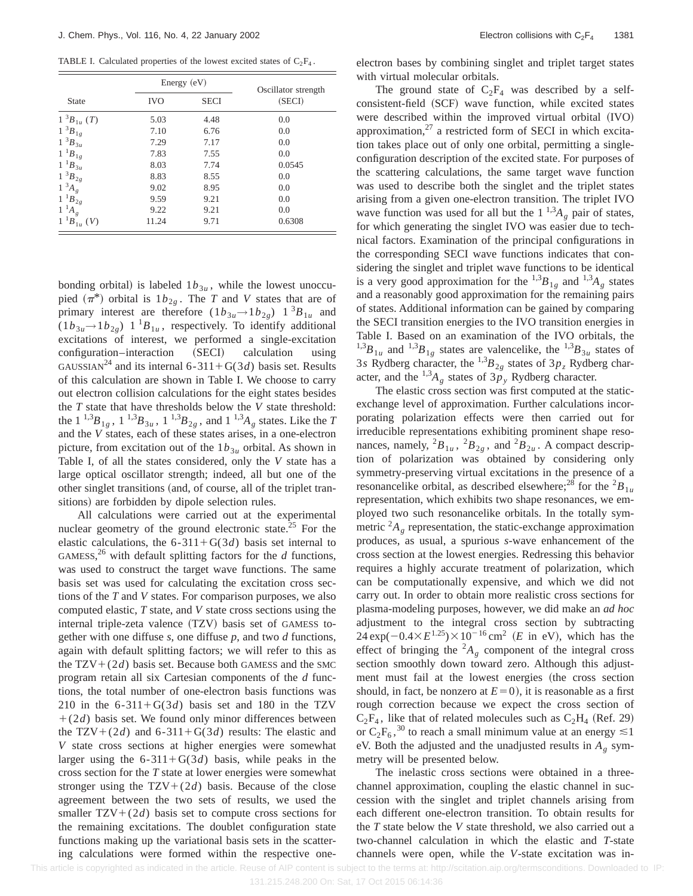TABLE I. Calculated properties of the lowest excited states of $C_2F_4$.

| State | Energy (eV) | | Oscillator strength |
|---|---|---|---|
| | IVO | SECI | (SECI) |
| $1\ ^3B_{1u}$ ($T$) | 5.03 | 4.48 | 0.0 |
| $1\ ^3B_{1g}$ | 7.10 | 6.76 | 0.0 |
| $1\ ^3B_{3u}$ | 7.29 | 7.17 | 0.0 |
| $1\ ^1B_{1g}$ | 7.83 | 7.55 | 0.0 |
| $1\ ^1B_{3u}$ | 8.03 | 7.74 | 0.0545 |
| $1\ ^3B_{2g}$ | 8.83 | 8.55 | 0.0 |
| $1\ ^3A_g$ | 9.02 | 8.95 | 0.0 |
| $1\ ^1B_{2g}$ | 9.59 | 9.21 | 0.0 |
| $1\ ^1A_g$ | 9.22 | 9.21 | 0.0 |
| $1\ ^1B_{1u}$ ($V$) | 11.24 | 9.71 | 0.6308 |

bonding orbital) is labeled $1b_{3u}$, while the lowest unoccupied ($\pi^*$) orbital is $1b_{2g}$. The $T$ and $V$ states that are of primary interest are therefore $(1b_{3u}\rightarrow 1b_{2g})\ 1\ ^3B_{1u}$ and $(1b_{3u}\rightarrow 1b_{2g})\ 1\ ^1B_{1u}$, respectively. To identify additional excitations of interest, we performed a single-excitation configuration–interaction (SECI) calculation using GAUSSIAN[24] and its internal 6-311+G(3$d$) basis set. Results of this calculation are shown in Table I. We choose to carry out electron collision calculations for the eight states besides the $T$ state that have thresholds below the $V$ state threshold: the $1\ ^{1,3}B_{1g}$, $1\ ^{1,3}B_{3u}$, $1\ ^{1,3}B_{2g}$, and $1\ ^{1,3}A_g$ states. Like the $T$ and the $V$ states, each of these states arises, in a one-electron picture, from excitation out of the $1b_{3u}$ orbital. As shown in Table I, of all the states considered, only the $V$ state has a large optical oscillator strength; indeed, all but one of the other singlet transitions (and, of course, all of the triplet transitions) are forbidden by dipole selection rules.

All calculations were carried out at the experimental nuclear geometry of the ground electronic state.[25] For the elastic calculations, the 6-311+G(3$d$) basis set internal to GAMESS,[26] with default splitting factors for the $d$ functions, was used to construct the target wave functions. The same basis set was used for calculating the excitation cross sections of the $T$ and $V$ states. For comparison purposes, we also computed elastic, $T$ state, and $V$ state cross sections using the internal triple-zeta valence (TZV) basis set of GAMESS together with one diffuse $s$, one diffuse $p$, and two $d$ functions, again with default splitting factors; we will refer to this as the TZV+(2$d$) basis set. Because both GAMESS and the SMC program retain all six Cartesian components of the $d$ functions, the total number of one-electron basis functions was 210 in the 6-311+G(3$d$) basis set and 180 in the TZV+(2$d$) basis set. We found only minor differences between the TZV+(2$d$) and 6-311+G(3$d$) results: The elastic and $V$ state cross sections at higher energies were somewhat larger using the 6-311+G(3$d$) basis, while peaks in the cross section for the $T$ state at lower energies were somewhat stronger using the TZV+(2$d$) basis. Because of the close agreement between the two sets of results, we used the smaller TZV+(2$d$) basis set to compute cross sections for the remaining excitations. The doublet configuration state functions making up the variational basis sets in the scattering calculations were formed within the respective one-electron bases by combining singlet and triplet target states with virtual molecular orbitals.

The ground state of $C_2F_4$ was described by a self-consistent-field (SCF) wave function, while excited states were described within the improved virtual orbital (IVO) approximation,[27] a restricted form of SECI in which excitation takes place out of only one orbital, permitting a single-configuration description of the excited state. For purposes of the scattering calculations, the same target wave function was used to describe both the singlet and the triplet states arising from a given one-electron transition. The triplet IVO wave function was used for all but the $1\ ^{1,3}A_g$ pair of states, for which generating the singlet IVO was easier due to technical factors. Examination of the principal configurations in the corresponding SECI wave functions indicates that considering the singlet and triplet wave functions to be identical is a very good approximation for the $^{1,3}B_{1g}$ and $^{1,3}A_g$ states and a reasonably good approximation for the remaining pairs of states. Additional information can be gained by comparing the SECI transition energies to the IVO transition energies in Table I. Based on an examination of the IVO orbitals, the $^{1,3}B_{1u}$ and $^{1,3}B_{1g}$ states are valencelike, the $^{1,3}B_{3u}$ states of 3$s$ Rydberg character, the $^{1,3}B_{2g}$ states of 3$p_z$ Rydberg character, and the $^{1,3}A_g$ states of 3$p_y$ Rydberg character.

The elastic cross section was first computed at the static-exchange level of approximation. Further calculations incorporating polarization effects were then carried out for irreducible representations exhibiting prominent shape resonances, namely, $^2B_{1u}$, $^2B_{2g}$, and $^2B_{2u}$. A compact description of polarization was obtained by considering only symmetry-preserving virtual excitations in the presence of a resonancelike orbital, as described elsewhere;[28] for the $^2B_{1u}$ representation, which exhibits two shape resonances, we employed two such resonancelike orbitals. In the totally symmetric $^2A_g$ representation, the static-exchange approximation produces, as usual, a spurious $s$-wave enhancement of the cross section at the lowest energies. Redressing this behavior requires a highly accurate treatment of polarization, which can be computationally expensive, and which we did not carry out. In order to obtain more realistic cross sections for plasma-modeling purposes, however, we did make an *ad hoc* adjustment to the integral cross section by subtracting $24\exp(-0.4\times E^{1.25})\times 10^{-16}\,\mathrm{cm}^2$ ($E$ in eV), which has the effect of bringing the $^2A_g$ component of the integral cross section smoothly down toward zero. Although this adjustment must fail at the lowest energies (the cross section should, in fact, be nonzero at $E=0$), it is reasonable as a first rough correction because we expect the cross section of $C_2F_4$, like that of related molecules such as $C_2H_4$ (Ref. 29) or $C_2F_6$,[30] to reach a small minimum value at an energy $\lesssim 1$ eV. Both the adjusted and the unadjusted results in $A_g$ symmetry will be presented below.

The inelastic cross sections were obtained in a three-channel approximation, coupling the elastic channel in succession with the singlet and triplet channels arising from each different one-electron transition. To obtain results for the $T$ state below the $V$ state threshold, we also carried out a two-channel calculation in which the elastic and $T$-state channels were open, while the $V$-state excitation was in-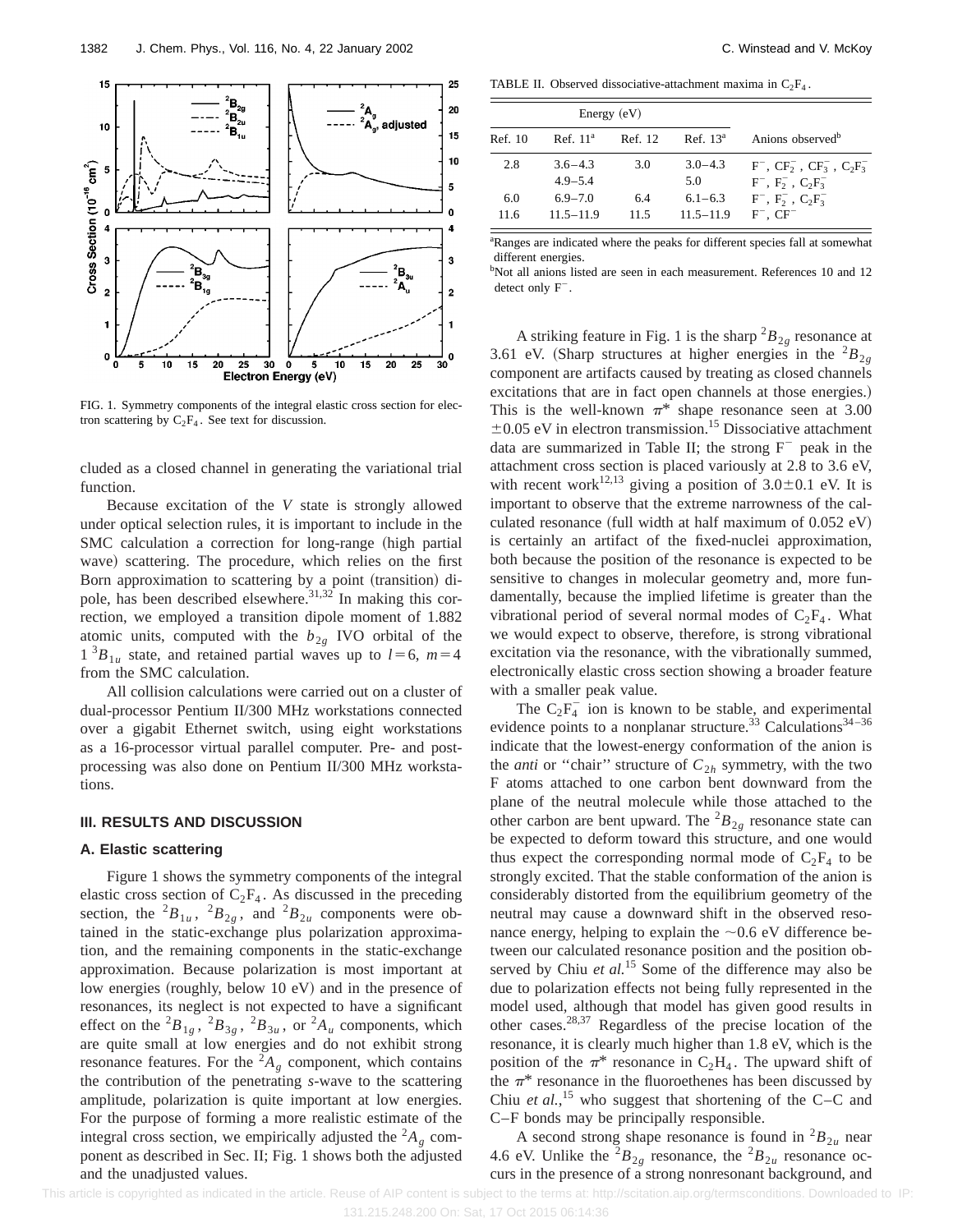FIG. 1. Symmetry components of the integral elastic cross section for electron scattering by $C_2F_4$. See text for discussion.

cluded as a closed channel in generating the variational trial function.

Because excitation of the *V* state is strongly allowed under optical selection rules, it is important to include in the SMC calculation a correction for long-range (high partial wave) scattering. The procedure, which relies on the first Born approximation to scattering by a point (transition) dipole, has been described elsewhere.[31,32] In making this correction, we employed a transition dipole moment of 1.882 atomic units, computed with the $b_{2g}$ IVO orbital of the $1\,^3B_{1u}$ state, and retained partial waves up to $l=6$, $m=4$ from the SMC calculation.

All collision calculations were carried out on a cluster of dual-processor Pentium II/300 MHz workstations connected over a gigabit Ethernet switch, using eight workstations as a 16-processor virtual parallel computer. Pre- and post-processing was also done on Pentium II/300 MHz workstations.

## III. RESULTS AND DISCUSSION

### A. Elastic scattering

Figure 1 shows the symmetry components of the integral elastic cross section of $C_2F_4$. As discussed in the preceding section, the $^2B_{1u}$, $^2B_{2g}$, and $^2B_{2u}$ components were obtained in the static-exchange plus polarization approximation, and the remaining components in the static-exchange approximation. Because polarization is most important at low energies (roughly, below 10 eV) and in the presence of resonances, its neglect is not expected to have a significant effect on the $^2B_{1g}$, $^2B_{3g}$, $^2B_{3u}$, or $^2A_u$ components, which are quite small at low energies and do not exhibit strong resonance features. For the $^2A_g$ component, which contains the contribution of the penetrating *s*-wave to the scattering amplitude, polarization is quite important at low energies. For the purpose of forming a more realistic estimate of the integral cross section, we empirically adjusted the $^2A_g$ component as described in Sec. II; Fig. 1 shows both the adjusted and the unadjusted values.

TABLE II. Observed dissociative-attachment maxima in $C_2F_4$.

| Energy (eV) | | | | |
|---|---|---|---|---|
| Ref. 10 | Ref. 11[a] | Ref. 12 | Ref. 13[a] | Anions observed[b] |
| 2.8 | 3.6–4.3 | 3.0 | 3.0–4.3 | $F^-$, $CF_2^-$, $CF_3^-$, $C_2F_3^-$ |
| | 4.9–5.4 | | 5.0 | $F^-$, $F_2^-$, $C_2F_3^-$ |
| 6.0 | 6.9–7.0 | 6.4 | 6.1–6.3 | $F^-$, $F_2^-$, $C_2F_3^-$ |
| 11.6 | 11.5–11.9 | 11.5 | 11.5–11.9 | $F^-$, $CF^-$ |

[a]Ranges are indicated where the peaks for different species fall at somewhat different energies.

[b]Not all anions listed are seen in each measurement. References 10 and 12 detect only $F^-$.

A striking feature in Fig. 1 is the sharp $^2B_{2g}$ resonance at 3.61 eV. (Sharp structures at higher energies in the $^2B_{2g}$ component are artifacts caused by treating as closed channels excitations that are in fact open channels at those energies.) This is the well-known $\pi^*$ shape resonance seen at 3.00 $\pm$0.05 eV in electron transmission.[15] Dissociative attachment data are summarized in Table II; the strong $F^-$ peak in the attachment cross section is placed variously at 2.8 to 3.6 eV, with recent work[12,13] giving a position of 3.0$\pm$0.1 eV. It is important to observe that the extreme narrowness of the calculated resonance (full width at half maximum of 0.052 eV) is certainly an artifact of the fixed-nuclei approximation, both because the position of the resonance is expected to be sensitive to changes in molecular geometry and, more fundamentally, because the implied lifetime is greater than the vibrational period of several normal modes of $C_2F_4$. What we would expect to observe, therefore, is strong vibrational excitation via the resonance, with the vibrationally summed, electronically elastic cross section showing a broader feature with a smaller peak value.

The $C_2F_4^-$ ion is known to be stable, and experimental evidence points to a nonplanar structure.[33] Calculations[34–36] indicate that the lowest-energy conformation of the anion is the *anti* or "chair" structure of $C_{2h}$ symmetry, with the two F atoms attached to one carbon bent downward from the plane of the neutral molecule while those attached to the other carbon are bent upward. The $^2B_{2g}$ resonance state can be expected to deform toward this structure, and one would thus expect the corresponding normal mode of $C_2F_4$ to be strongly excited. That the stable conformation of the anion is considerably distorted from the equilibrium geometry of the neutral may cause a downward shift in the observed resonance energy, helping to explain the ~0.6 eV difference between our calculated resonance position and the position observed by Chiu *et al.*[15] Some of the difference may also be due to polarization effects not being fully represented in the model used, although that model has given good results in other cases.[28,37] Regardless of the precise location of the resonance, it is clearly much higher than 1.8 eV, which is the position of the $\pi^*$ resonance in $C_2H_4$. The upward shift of the $\pi^*$ resonance in the fluoroethenes has been discussed by Chiu *et al.*,[15] who suggest that shortening of the C–C and C–F bonds may be principally responsible.

A second strong shape resonance is found in $^2B_{2u}$ near 4.6 eV. Unlike the $^2B_{2g}$ resonance, the $^2B_{2u}$ resonance occurs in the presence of a strong nonresonant background, and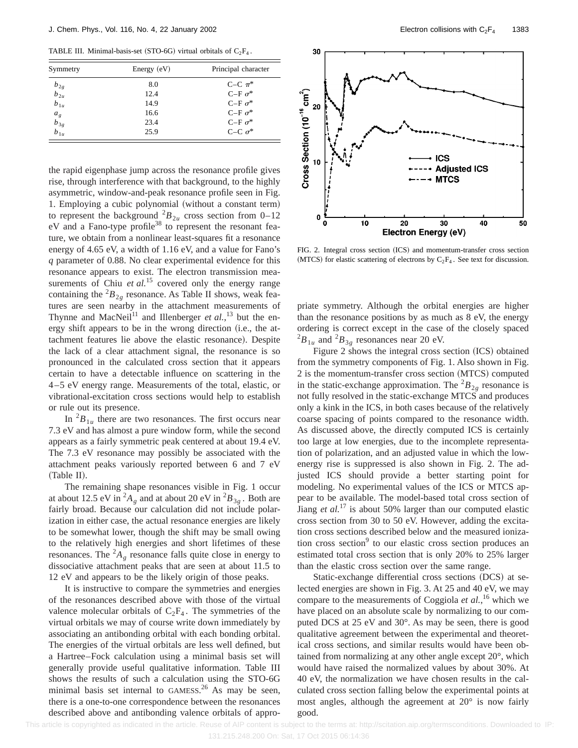TABLE III. Minimal-basis-set (STO-6G) virtual orbitals of $C_2F_4$.

| Symmetry | Energy (eV) | Principal character |
|---|---|---|
| $b_{2g}$ | 8.0 | C–C $\pi^*$ |
| $b_{2u}$ | 12.4 | C–F $\sigma^*$ |
| $b_{1u}$ | 14.9 | C–F $\sigma^*$ |
| $a_g$ | 16.6 | C–F $\sigma^*$ |
| $b_{3g}$ | 23.4 | C–F $\sigma^*$ |
| $b_{1u}$ | 25.9 | C–C $\sigma^*$ |

the rapid eigenphase jump across the resonance profile gives rise, through interference with that background, to the highly asymmetric, window-and-peak resonance profile seen in Fig. 1. Employing a cubic polynomial (without a constant term) to represent the background $^2B_{2u}$ cross section from 0–12 eV and a Fano-type profile[38] to represent the resonant feature, we obtain from a nonlinear least-squares fit a resonance energy of 4.65 eV, a width of 1.16 eV, and a value for Fano's *q* parameter of 0.88. No clear experimental evidence for this resonance appears to exist. The electron transmission measurements of Chiu *et al.*[15] covered only the energy range containing the $^2B_{2g}$ resonance. As Table II shows, weak features are seen nearby in the attachment measurements of Thynne and MacNeil[11] and Illenberger *et al.*,[13] but the energy shift appears to be in the wrong direction (i.e., the attachment features lie above the elastic resonance). Despite the lack of a clear attachment signal, the resonance is so pronounced in the calculated cross section that it appears certain to have a detectable influence on scattering in the 4–5 eV energy range. Measurements of the total, elastic, or vibrational-excitation cross sections would help to establish or rule out its presence.

In $^2B_{1u}$ there are two resonances. The first occurs near 7.3 eV and has almost a pure window form, while the second appears as a fairly symmetric peak centered at about 19.4 eV. The 7.3 eV resonance may possibly be associated with the attachment peaks variously reported between 6 and 7 eV (Table II).

The remaining shape resonances visible in Fig. 1 occur at about 12.5 eV in $^2A_g$ and at about 20 eV in $^2B_{3g}$. Both are fairly broad. Because our calculation did not include polarization in either case, the actual resonance energies are likely to be somewhat lower, though the shift may be small owing to the relatively high energies and short lifetimes of these resonances. The $^2A_g$ resonance falls quite close in energy to dissociative attachment peaks that are seen at about 11.5 to 12 eV and appears to be the likely origin of those peaks.

It is instructive to compare the symmetries and energies of the resonances described above with those of the virtual valence molecular orbitals of $C_2F_4$. The symmetries of the virtual orbitals we may of course write down immediately by associating an antibonding orbital with each bonding orbital. The energies of the virtual orbitals are less well defined, but a Hartree–Fock calculation using a minimal basis set will generally provide useful qualitative information. Table III shows the results of such a calculation using the STO-6G minimal basis set internal to GAMESS.[26] As may be seen, there is a one-to-one correspondence between the resonances described above and antibonding valence orbitals of appropriate symmetry. Although the orbital energies are higher than the resonance positions by as much as 8 eV, the energy ordering is correct except in the case of the closely spaced $^2B_{1u}$ and $^2B_{3g}$ resonances near 20 eV.

FIG. 2. Integral cross section (ICS) and momentum-transfer cross section (MTCS) for elastic scattering of electrons by $C_2F_4$. See text for discussion.

Figure 2 shows the integral cross section (ICS) obtained from the symmetry components of Fig. 1. Also shown in Fig. 2 is the momentum-transfer cross section (MTCS) computed in the static-exchange approximation. The $^2B_{2g}$ resonance is not fully resolved in the static-exchange MTCS and produces only a kink in the ICS, in both cases because of the relatively coarse spacing of points compared to the resonance width. As discussed above, the directly computed ICS is certainly too large at low energies, due to the incomplete representation of polarization, and an adjusted value in which the low-energy rise is suppressed is also shown in Fig. 2. The adjusted ICS should provide a better starting point for modeling. No experimental values of the ICS or MTCS appear to be available. The model-based total cross section of Jiang *et al.*[17] is about 50% larger than our computed elastic cross section from 30 to 50 eV. However, adding the excitation cross sections described below and the measured ionization cross section[9] to our elastic cross section produces an estimated total cross section that is only 20% to 25% larger than the elastic cross section over the same range.

Static-exchange differential cross sections (DCS) at selected energies are shown in Fig. 3. At 25 and 40 eV, we may compare to the measurements of Coggiola *et al.*,[16] which we have placed on an absolute scale by normalizing to our computed DCS at 25 eV and 30°. As may be seen, there is good qualitative agreement between the experimental and theoretical cross sections, and similar results would have been obtained from normalizing at any other angle except 20°, which would have raised the normalized values by about 30%. At 40 eV, the normalization we have chosen results in the calculated cross section falling below the experimental points at most angles, although the agreement at 20° is now fairly good.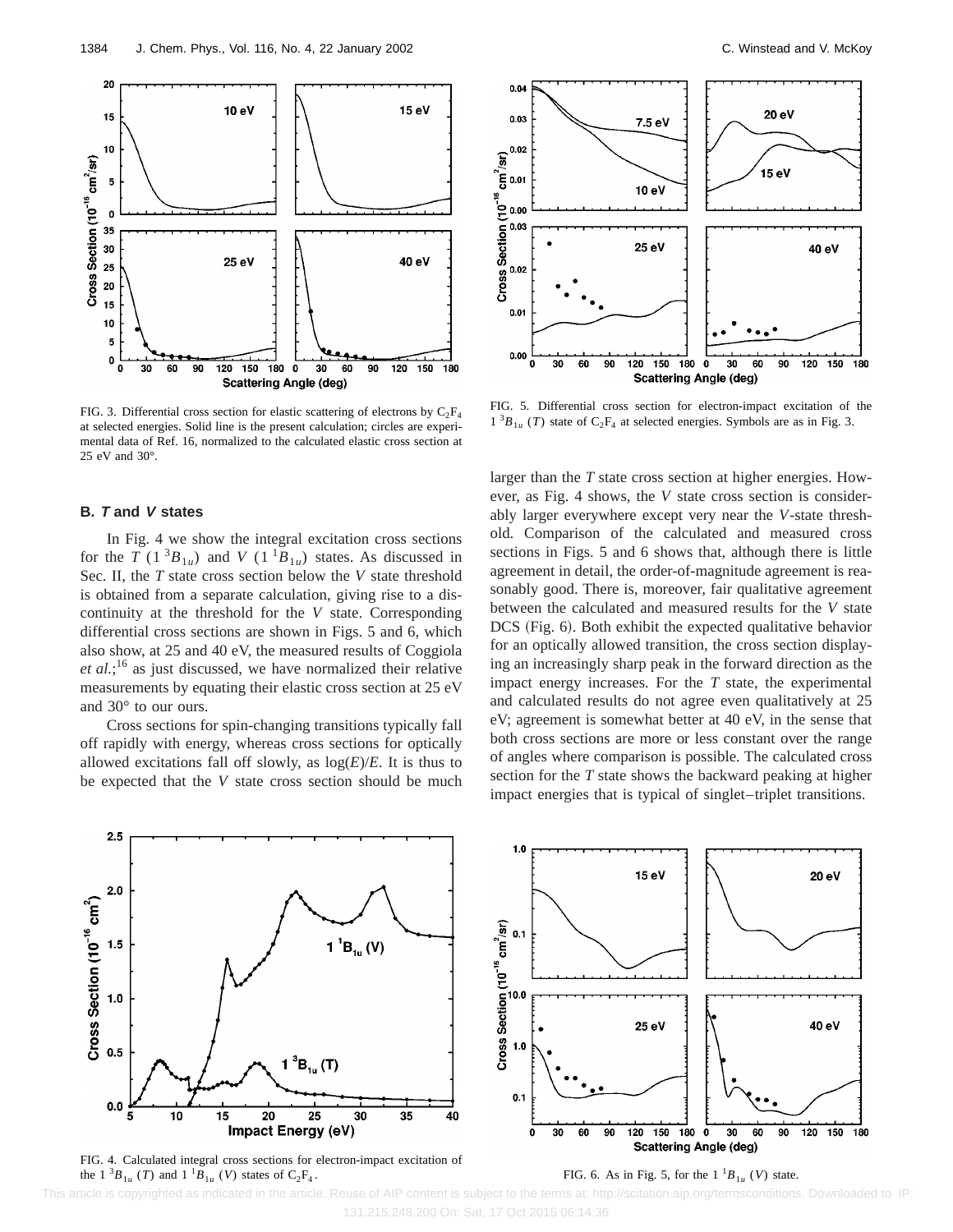FIG. 3. Differential cross section for elastic scattering of electrons by $C_2F_4$ at selected energies. Solid line is the present calculation; circles are experimental data of Ref. 16, normalized to the calculated elastic cross section at 25 eV and 30°.

FIG. 5. Differential cross section for electron-impact excitation of the $1\,^3B_{1u}$ ($T$) state of $C_2F_4$ at selected energies. Symbols are as in Fig. 3.

### B. *T* and *V* states

In Fig. 4 we show the integral excitation cross sections for the $T$ ($1\,^3B_{1u}$) and $V$ ($1\,^1B_{1u}$) states. As discussed in Sec. II, the $T$ state cross section below the $V$ state threshold is obtained from a separate calculation, giving rise to a discontinuity at the threshold for the $V$ state. Corresponding differential cross sections are shown in Figs. 5 and 6, which also show, at 25 and 40 eV, the measured results of Coggiola *et al.*;[16] as just discussed, we have normalized their relative measurements by equating their elastic cross section at 25 eV and 30° to our ours.

Cross sections for spin-changing transitions typically fall off rapidly with energy, whereas cross sections for optically allowed excitations fall off slowly, as $\log(E)/E$. It is thus to be expected that the $V$ state cross section should be much larger than the $T$ state cross section at higher energies. However, as Fig. 4 shows, the $V$ state cross section is considerably larger everywhere except very near the $V$-state threshold. Comparison of the calculated and measured cross sections in Figs. 5 and 6 shows that, although there is little agreement in detail, the order-of-magnitude agreement is reasonably good. There is, moreover, fair qualitative agreement between the calculated and measured results for the $V$ state DCS (Fig. 6). Both exhibit the expected qualitative behavior for an optically allowed transition, the cross section displaying an increasingly sharp peak in the forward direction as the impact energy increases. For the $T$ state, the experimental and calculated results do not agree even qualitatively at 25 eV; agreement is somewhat better at 40 eV, in the sense that both cross sections are more or less constant over the range of angles where comparison is possible. The calculated cross section for the $T$ state shows the backward peaking at higher impact energies that is typical of singlet–triplet transitions.

FIG. 4. Calculated integral cross sections for electron-impact excitation of the $1\,^3B_{1u}$ ($T$) and $1\,^1B_{1u}$ ($V$) states of $C_2F_4$.

FIG. 6. As in Fig. 5, for the $1\,^1B_{1u}$ ($V$) state.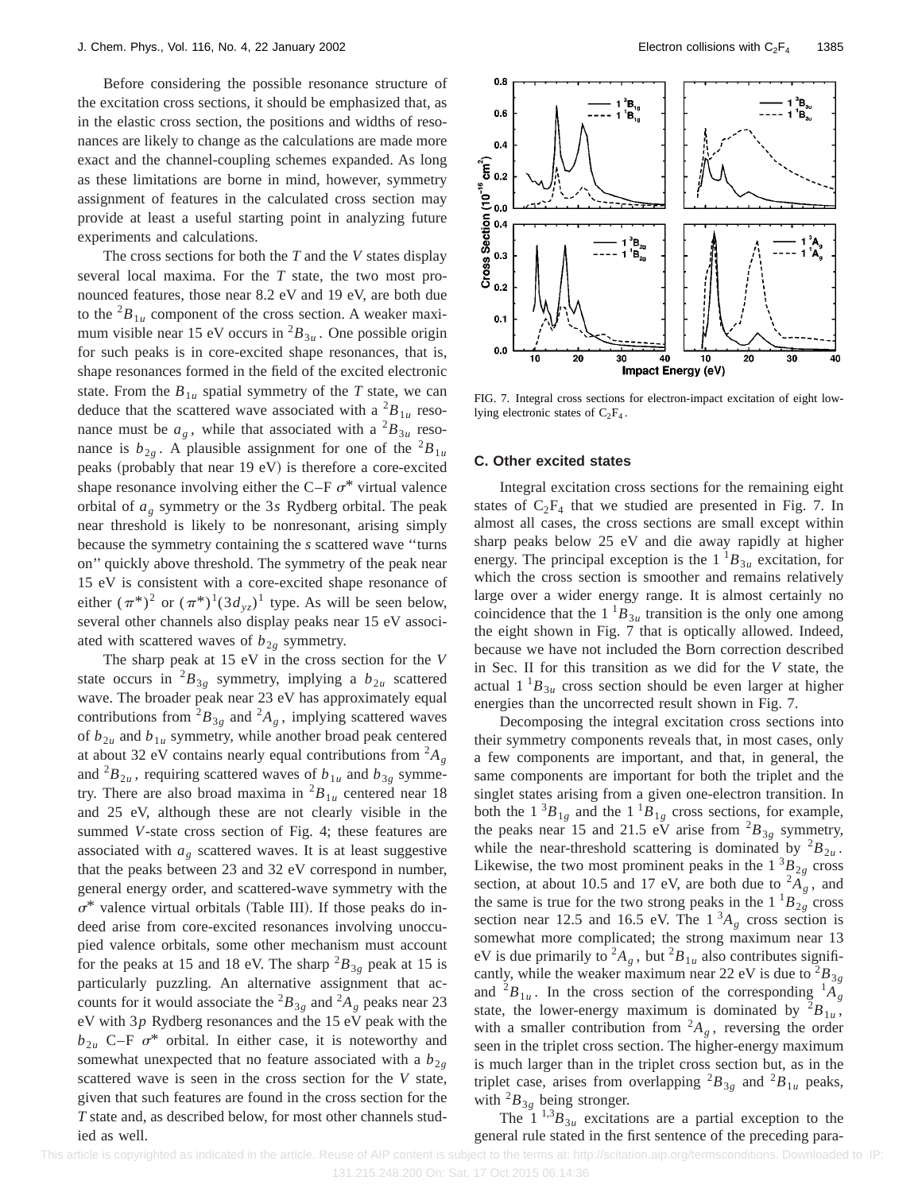Before considering the possible resonance structure of the excitation cross sections, it should be emphasized that, as in the elastic cross section, the positions and widths of resonances are likely to change as the calculations are made more exact and the channel-coupling schemes expanded. As long as these limitations are borne in mind, however, symmetry assignment of features in the calculated cross section may provide at least a useful starting point in analyzing future experiments and calculations.

The cross sections for both the $T$ and the $V$ states display several local maxima. For the $T$ state, the two most pronounced features, those near 8.2 eV and 19 eV, are both due to the $^2B_{1u}$ component of the cross section. A weaker maximum visible near 15 eV occurs in $^2B_{3u}$. One possible origin for such peaks is in core-excited shape resonances, that is, shape resonances formed in the field of the excited electronic state. From the $B_{1u}$ spatial symmetry of the $T$ state, we can deduce that the scattered wave associated with a $^2B_{1u}$ resonance must be $a_g$, while that associated with a $^2B_{3u}$ resonance is $b_{2g}$. A plausible assignment for one of the $^2B_{1u}$ peaks (probably that near 19 eV) is therefore a core-excited shape resonance involving either the C–F $\sigma^*$ virtual valence orbital of $a_g$ symmetry or the 3$s$ Rydberg orbital. The peak near threshold is likely to be nonresonant, arising simply because the symmetry containing the $s$ scattered wave "turns on" quickly above threshold. The symmetry of the peak near 15 eV is consistent with a core-excited shape resonance of either $(\pi^*)^2$ or $(\pi^*)^1(3d_{yz})^1$ type. As will be seen below, several other channels also display peaks near 15 eV associated with scattered waves of $b_{2g}$ symmetry.

The sharp peak at 15 eV in the cross section for the $V$ state occurs in $^2B_{3g}$ symmetry, implying a $b_{2u}$ scattered wave. The broader peak near 23 eV has approximately equal contributions from $^2B_{3g}$ and $^2A_g$, implying scattered waves of $b_{2u}$ and $b_{1u}$ symmetry, while another broad peak centered at about 32 eV contains nearly equal contributions from $^2A_g$ and $^2B_{2u}$, requiring scattered waves of $b_{1u}$ and $b_{3g}$ symmetry. There are also broad maxima in $^2B_{1u}$ centered near 18 and 25 eV, although these are not clearly visible in the summed $V$-state cross section of Fig. 4; these features are associated with $a_g$ scattered waves. It is at least suggestive that the peaks between 23 and 32 eV correspond in number, general energy order, and scattered-wave symmetry with the $\sigma^*$ valence virtual orbitals (Table III). If those peaks do indeed arise from core-excited resonances involving unoccupied valence orbitals, some other mechanism must account for the peaks at 15 and 18 eV. The sharp $^2B_{3g}$ peak at 15 is particularly puzzling. An alternative assignment that accounts for it would associate the $^2B_{3g}$ and $^2A_g$ peaks near 23 eV with 3$p$ Rydberg resonances and the 15 eV peak with the $b_{2u}$ C–F $\sigma^*$ orbital. In either case, it is noteworthy and somewhat unexpected that no feature associated with a $b_{2g}$ scattered wave is seen in the cross section for the $V$ state, given that such features are found in the cross section for the $T$ state and, as described below, for most other channels studied as well.

FIG. 7. Integral cross sections for electron-impact excitation of eight low-lying electronic states of $C_2F_4$.

### C. Other excited states

Integral excitation cross sections for the remaining eight states of $C_2F_4$ that we studied are presented in Fig. 7. In almost all cases, the cross sections are small except within sharp peaks below 25 eV and die away rapidly at higher energy. The principal exception is the $1\,^1B_{3u}$ excitation, for which the cross section is smoother and remains relatively large over a wider energy range. It is almost certainly no coincidence that the $1\,^1B_{3u}$ transition is the only one among the eight shown in Fig. 7 that is optically allowed. Indeed, because we have not included the Born correction described in Sec. II for this transition as we did for the $V$ state, the actual $1\,^1B_{3u}$ cross section should be even larger at higher energies than the uncorrected result shown in Fig. 7.

Decomposing the integral excitation cross sections into their symmetry components reveals that, in most cases, only a few components are important, and that, in general, the same components are important for both the triplet and the singlet states arising from a given one-electron transition. In both the $1\,^3B_{1g}$ and the $1\,^1B_{1g}$ cross sections, for example, the peaks near 15 and 21.5 eV arise from $^2B_{3g}$ symmetry, while the near-threshold scattering is dominated by $^2B_{2u}$. Likewise, the two most prominent peaks in the $1\,^3B_{2g}$ cross section, at about 10.5 and 17 eV, are both due to $^2A_g$, and the same is true for the two strong peaks in the $1\,^1B_{2g}$ cross section near 12.5 and 16.5 eV. The $1\,^3A_g$ cross section is somewhat more complicated; the strong maximum near 13 eV is due primarily to $^2A_g$, but $^2B_{1u}$ also contributes significantly, while the weaker maximum near 22 eV is due to $^2B_{3g}$ and $^2B_{1u}$. In the cross section of the corresponding $^1A_g$ state, the lower-energy maximum is dominated by $^2B_{1u}$, with a smaller contribution from $^2A_g$, reversing the order seen in the triplet cross section. The higher-energy maximum is much larger than in the triplet cross section but, as in the triplet case, arises from overlapping $^2B_{3g}$ and $^2B_{1u}$ peaks, with $^2B_{3g}$ being stronger.

The $1\,^{1,3}B_{3u}$ excitations are a partial exception to the general rule stated in the first sentence of the preceding para-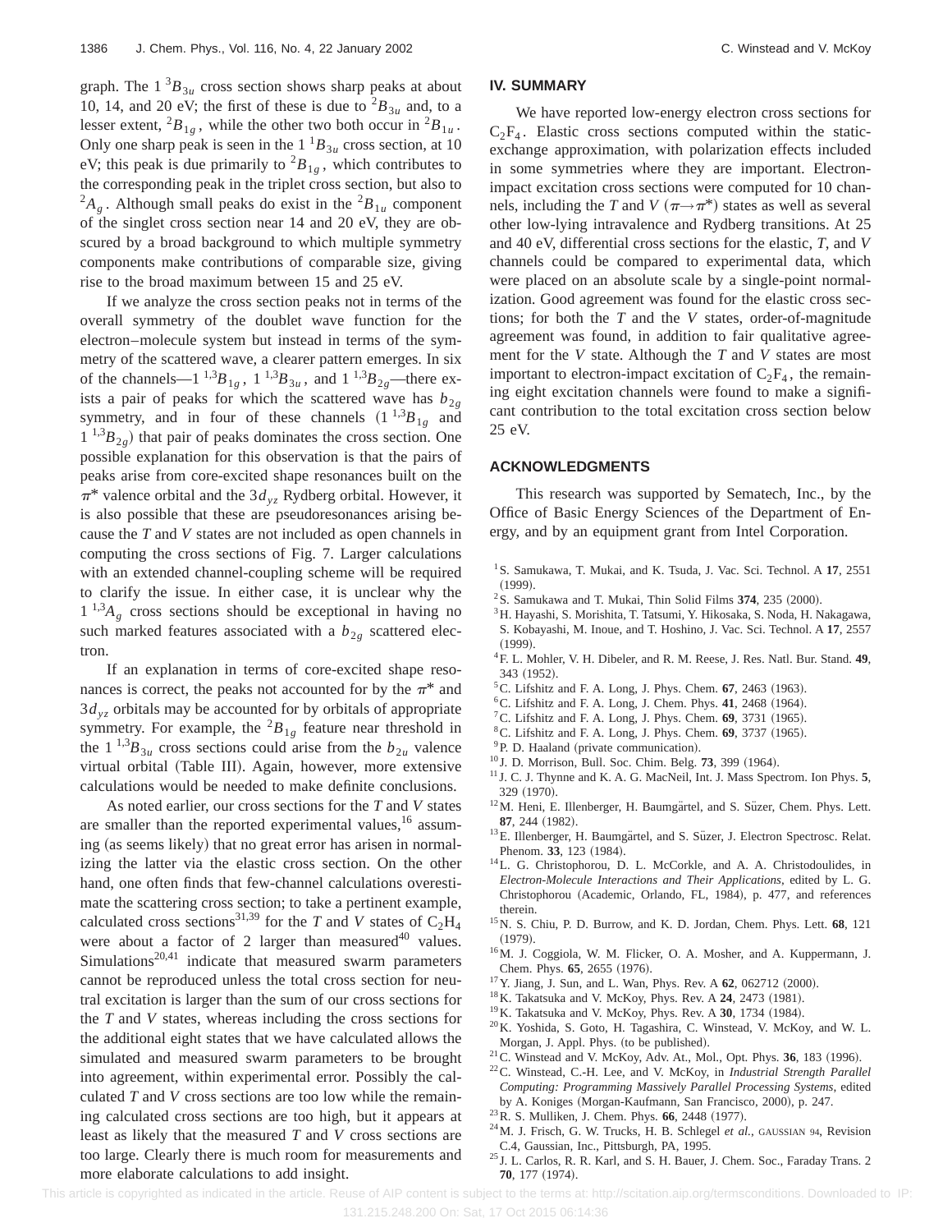graph. The $1\,^3B_{3u}$ cross section shows sharp peaks at about 10, 14, and 20 eV; the first of these is due to $^2B_{3u}$ and, to a lesser extent, $^2B_{1g}$, while the other two both occur in $^2B_{1u}$. Only one sharp peak is seen in the $1\,^1B_{3u}$ cross section, at 10 eV; this peak is due primarily to $^2B_{1g}$, which contributes to the corresponding peak in the triplet cross section, but also to $^2A_g$. Although small peaks do exist in the $^2B_{1u}$ component of the singlet cross section near 14 and 20 eV, they are obscured by a broad background to which multiple symmetry components make contributions of comparable size, giving rise to the broad maximum between 15 and 25 eV.

If we analyze the cross section peaks not in terms of the overall symmetry of the doublet wave function for the electron–molecule system but instead in terms of the symmetry of the scattered wave, a clearer pattern emerges. In six of the channels—$1\,^{1,3}B_{1g}$, $1\,^{1,3}B_{3u}$, and $1\,^{1,3}B_{2g}$—there exists a pair of peaks for which the scattered wave has $b_{2g}$ symmetry, and in four of these channels ($1\,^{1,3}B_{1g}$ and $1\,^{1,3}B_{2g}$) that pair of peaks dominates the cross section. One possible explanation for this observation is that the pairs of peaks arise from core-excited shape resonances built on the $\pi^*$ valence orbital and the $3d_{yz}$ Rydberg orbital. However, it is also possible that these are pseudoresonances arising because the *T* and *V* states are not included as open channels in computing the cross sections of Fig. 7. Larger calculations with an extended channel-coupling scheme will be required to clarify the issue. In either case, it is unclear why the $1\,^{1,3}A_g$ cross sections should be exceptional in having no such marked features associated with a $b_{2g}$ scattered electron.

If an explanation in terms of core-excited shape resonances is correct, the peaks not accounted for by the $\pi^*$ and $3d_{yz}$ orbitals may be accounted for by orbitals of appropriate symmetry. For example, the $^2B_{1g}$ feature near threshold in the $1\,^{1,3}B_{3u}$ cross sections could arise from the $b_{2u}$ valence virtual orbital (Table III). Again, however, more extensive calculations would be needed to make definite conclusions.

As noted earlier, our cross sections for the *T* and *V* states are smaller than the reported experimental values,[16] assuming (as seems likely) that no great error has arisen in normalizing the latter via the elastic cross section. On the other hand, one often finds that few-channel calculations overestimate the scattering cross section; to take a pertinent example, calculated cross sections[31,39] for the *T* and *V* states of $C_2H_4$ were about a factor of 2 larger than measured[40] values. Simulations[20,41] indicate that measured swarm parameters cannot be reproduced unless the total cross section for neutral excitation is larger than the sum of our cross sections for the *T* and *V* states, whereas including the cross sections for the additional eight states that we have calculated allows the simulated and measured swarm parameters to be brought into agreement, within experimental error. Possibly the calculated *T* and *V* cross sections are too low while the remaining calculated cross sections are too high, but it appears at least as likely that the measured *T* and *V* cross sections are too large. Clearly there is much room for measurements and more elaborate calculations to add insight.

## IV. SUMMARY

We have reported low-energy electron cross sections for $C_2F_4$. Elastic cross sections computed within the static-exchange approximation, with polarization effects included in some symmetries where they are important. Electron-impact excitation cross sections were computed for 10 channels, including the *T* and *V* ($\pi \rightarrow \pi^*$) states as well as several other low-lying intravalence and Rydberg transitions. At 25 and 40 eV, differential cross sections for the elastic, *T*, and *V* channels could be compared to experimental data, which were placed on an absolute scale by a single-point normalization. Good agreement was found for the elastic cross sections; for both the *T* and the *V* states, order-of-magnitude agreement was found, in addition to fair qualitative agreement for the *V* state. Although the *T* and *V* states are most important to electron-impact excitation of $C_2F_4$, the remaining eight excitation channels were found to make a significant contribution to the total excitation cross section below 25 eV.

## ACKNOWLEDGMENTS

This research was supported by Sematech, Inc., by the Office of Basic Energy Sciences of the Department of Energy, and by an equipment grant from Intel Corporation.

[1] S. Samukawa, T. Mukai, and K. Tsuda, J. Vac. Sci. Technol. A **17**, 2551 (1999).
[2] S. Samukawa and T. Mukai, Thin Solid Films **374**, 235 (2000).
[3] H. Hayashi, S. Morishita, T. Tatsumi, Y. Hikosaka, S. Noda, H. Nakagawa, S. Kobayashi, M. Inoue, and T. Hoshino, J. Vac. Sci. Technol. A **17**, 2557 (1999).
[4] F. L. Mohler, V. H. Dibeler, and R. M. Reese, J. Res. Natl. Bur. Stand. **49**, 343 (1952).
[5] C. Lifshitz and F. A. Long, J. Phys. Chem. **67**, 2463 (1963).
[6] C. Lifshitz and F. A. Long, J. Chem. Phys. **41**, 2468 (1964).
[7] C. Lifshitz and F. A. Long, J. Phys. Chem. **69**, 3731 (1965).
[8] C. Lifshitz and F. A. Long, J. Phys. Chem. **69**, 3737 (1965).
[9] P. D. Haaland (private communication).
[10] J. D. Morrison, Bull. Soc. Chim. Belg. **73**, 399 (1964).
[11] J. C. J. Thynne and K. A. G. MacNeil, Int. J. Mass Spectrom. Ion Phys. **5**, 329 (1970).
[12] M. Heni, E. Illenberger, H. Baumgärtel, and S. Süzer, Chem. Phys. Lett. **87**, 244 (1982).
[13] E. Illenberger, H. Baumgärtel, and S. Süzer, J. Electron Spectrosc. Relat. Phenom. **33**, 123 (1984).
[14] L. G. Christophorou, D. L. McCorkle, and A. A. Christodoulides, in *Electron-Molecule Interactions and Their Applications*, edited by L. G. Christophorou (Academic, Orlando, FL, 1984), p. 477, and references therein.
[15] N. S. Chiu, P. D. Burrow, and K. D. Jordan, Chem. Phys. Lett. **68**, 121 (1979).
[16] M. J. Coggiola, W. M. Flicker, O. A. Mosher, and A. Kuppermann, J. Chem. Phys. **65**, 2655 (1976).
[17] Y. Jiang, J. Sun, and L. Wan, Phys. Rev. A **62**, 062712 (2000).
[18] K. Takatsuka and V. McKoy, Phys. Rev. A **24**, 2473 (1981).
[19] K. Takatsuka and V. McKoy, Phys. Rev. A **30**, 1734 (1984).
[20] K. Yoshida, S. Goto, H. Tagashira, C. Winstead, V. McKoy, and W. L. Morgan, J. Appl. Phys. (to be published).
[21] C. Winstead and V. McKoy, Adv. At., Mol., Opt. Phys. **36**, 183 (1996).
[22] C. Winstead, C.-H. Lee, and V. McKoy, in *Industrial Strength Parallel Computing: Programming Massively Parallel Processing Systems*, edited by A. Koniges (Morgan-Kaufmann, San Francisco, 2000), p. 247.
[23] R. S. Mulliken, J. Chem. Phys. **66**, 2448 (1977).
[24] M. J. Frisch, G. W. Trucks, H. B. Schlegel *et al.*, GAUSSIAN 94, Revision C.4, Gaussian, Inc., Pittsburgh, PA, 1995.
[25] J. L. Carlos, R. R. Karl, and S. H. Bauer, J. Chem. Soc., Faraday Trans. 2 **70**, 177 (1974).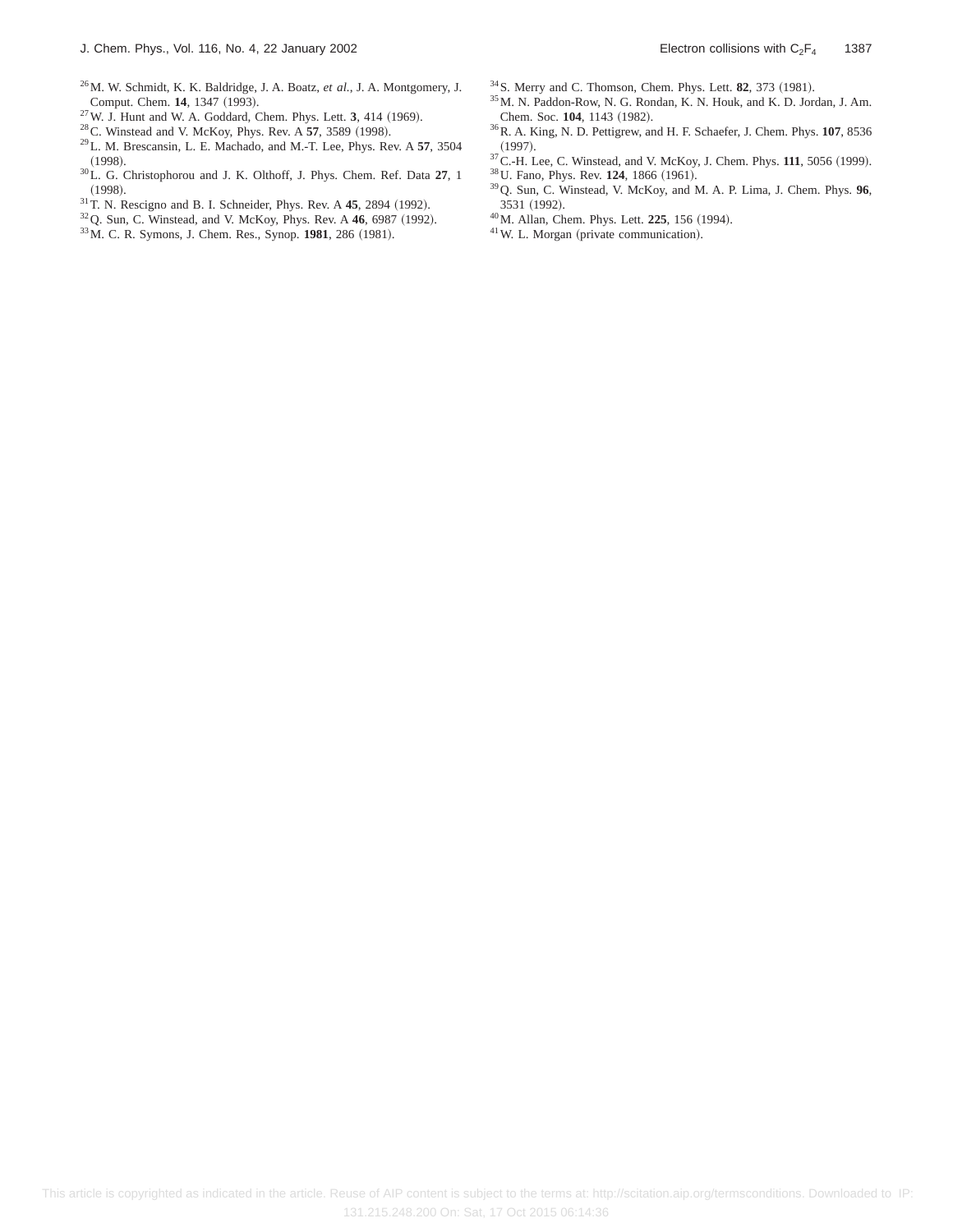[26] M. W. Schmidt, K. K. Baldridge, J. A. Boatz, *et al.*, J. A. Montgomery, J. Comput. Chem. **14**, 1347 (1993).

[27] W. J. Hunt and W. A. Goddard, Chem. Phys. Lett. **3**, 414 (1969).

[28] C. Winstead and V. McKoy, Phys. Rev. A **57**, 3589 (1998).

[29] L. M. Brescansin, L. E. Machado, and M.-T. Lee, Phys. Rev. A **57**, 3504 (1998).

[30] L. G. Christophorou and J. K. Olthoff, J. Phys. Chem. Ref. Data **27**, 1 (1998).

[31] T. N. Rescigno and B. I. Schneider, Phys. Rev. A **45**, 2894 (1992).

[32] Q. Sun, C. Winstead, and V. McKoy, Phys. Rev. A **46**, 6987 (1992).

[33] M. C. R. Symons, J. Chem. Res., Synop. **1981**, 286 (1981).

[34] S. Merry and C. Thomson, Chem. Phys. Lett. **82**, 373 (1981).

[35] M. N. Paddon-Row, N. G. Rondan, K. N. Houk, and K. D. Jordan, J. Am. Chem. Soc. **104**, 1143 (1982).

[36] R. A. King, N. D. Pettigrew, and H. F. Schaefer, J. Chem. Phys. **107**, 8536 (1997).

[37] C.-H. Lee, C. Winstead, and V. McKoy, J. Chem. Phys. **111**, 5056 (1999).

[38] U. Fano, Phys. Rev. **124**, 1866 (1961).

[39] Q. Sun, C. Winstead, V. McKoy, and M. A. P. Lima, J. Chem. Phys. **96**, 3531 (1992).

[40] M. Allan, Chem. Phys. Lett. **225**, 156 (1994).

[41] W. L. Morgan (private communication).